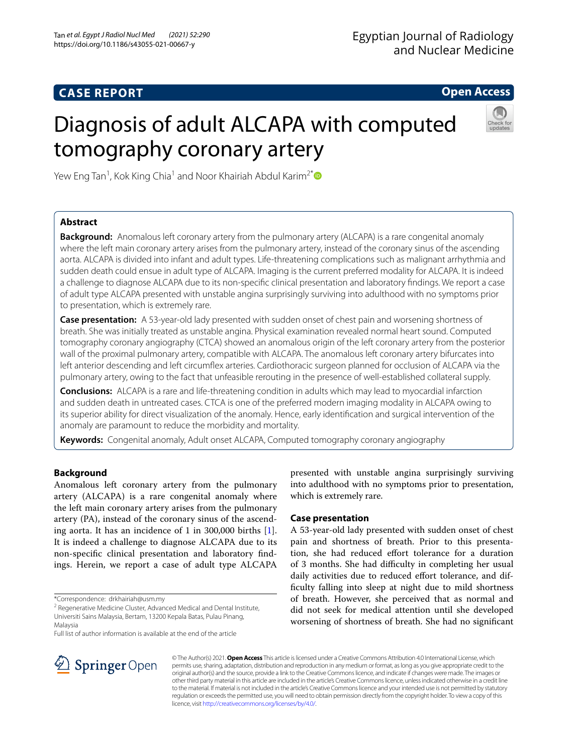CASE REPORT

Open Access

# Diagnosis of adult ALCAPA with computed tomography coronary artery

Yew Eng Tan[1], Kok King Chia[1] and Noor Khairiah Abdul Karim[2*]

## Abstract

**Background:** Anomalous left coronary artery from the pulmonary artery (ALCAPA) is a rare congenital anomaly where the left main coronary artery arises from the pulmonary artery, instead of the coronary sinus of the ascending aorta. ALCAPA is divided into infant and adult types. Life-threatening complications such as malignant arrhythmia and sudden death could ensue in adult type of ALCAPA. Imaging is the current preferred modality for ALCAPA. It is indeed a challenge to diagnose ALCAPA due to its non-specific clinical presentation and laboratory findings. We report a case of adult type ALCAPA presented with unstable angina surprisingly surviving into adulthood with no symptoms prior to presentation, which is extremely rare.

**Case presentation:** A 53-year-old lady presented with sudden onset of chest pain and worsening shortness of breath. She was initially treated as unstable angina. Physical examination revealed normal heart sound. Computed tomography coronary angiography (CTCA) showed an anomalous origin of the left coronary artery from the posterior wall of the proximal pulmonary artery, compatible with ALCAPA. The anomalous left coronary artery bifurcates into left anterior descending and left circumflex arteries. Cardiothoracic surgeon planned for occlusion of ALCAPA via the pulmonary artery, owing to the fact that unfeasible rerouting in the presence of well-established collateral supply.

**Conclusions:** ALCAPA is a rare and life-threatening condition in adults which may lead to myocardial infarction and sudden death in untreated cases. CTCA is one of the preferred modern imaging modality in ALCAPA owing to its superior ability for direct visualization of the anomaly. Hence, early identification and surgical intervention of the anomaly are paramount to reduce the morbidity and mortality.

**Keywords:** Congenital anomaly, Adult onset ALCAPA, Computed tomography coronary angiography

## Background

Anomalous left coronary artery from the pulmonary artery (ALCAPA) is a rare congenital anomaly where the left main coronary artery arises from the pulmonary artery (PA), instead of the coronary sinus of the ascending aorta. It has an incidence of 1 in 300,000 births [1]. It is indeed a challenge to diagnose ALCAPA due to its non-specific clinical presentation and laboratory findings. Herein, we report a case of adult type ALCAPA presented with unstable angina surprisingly surviving into adulthood with no symptoms prior to presentation, which is extremely rare.

## Case presentation

A 53-year-old lady presented with sudden onset of chest pain and shortness of breath. Prior to this presentation, she had reduced effort tolerance for a duration of 3 months. She had difficulty in completing her usual daily activities due to reduced effort tolerance, and difficulty falling into sleep at night due to mild shortness of breath. However, she perceived that as normal and did not seek for medical attention until she developed worsening of shortness of breath. She had no significant

*Correspondence: drkhairiah@usm.my

[2] Regenerative Medicine Cluster, Advanced Medical and Dental Institute, Universiti Sains Malaysia, Bertam, 13200 Kepala Batas, Pulau Pinang, Malaysia

Full list of author information is available at the end of the article

© The Author(s) 2021. **Open Access** This article is licensed under a Creative Commons Attribution 4.0 International License, which permits use, sharing, adaptation, distribution and reproduction in any medium or format, as long as you give appropriate credit to the original author(s) and the source, provide a link to the Creative Commons licence, and indicate if changes were made. The images or other third party material in this article are included in the article's Creative Commons licence, unless indicated otherwise in a credit line to the material. If material is not included in the article's Creative Commons licence and your intended use is not permitted by statutory regulation or exceeds the permitted use, you will need to obtain permission directly from the copyright holder. To view a copy of this licence, visit http://creativecommons.org/licenses/by/4.0/.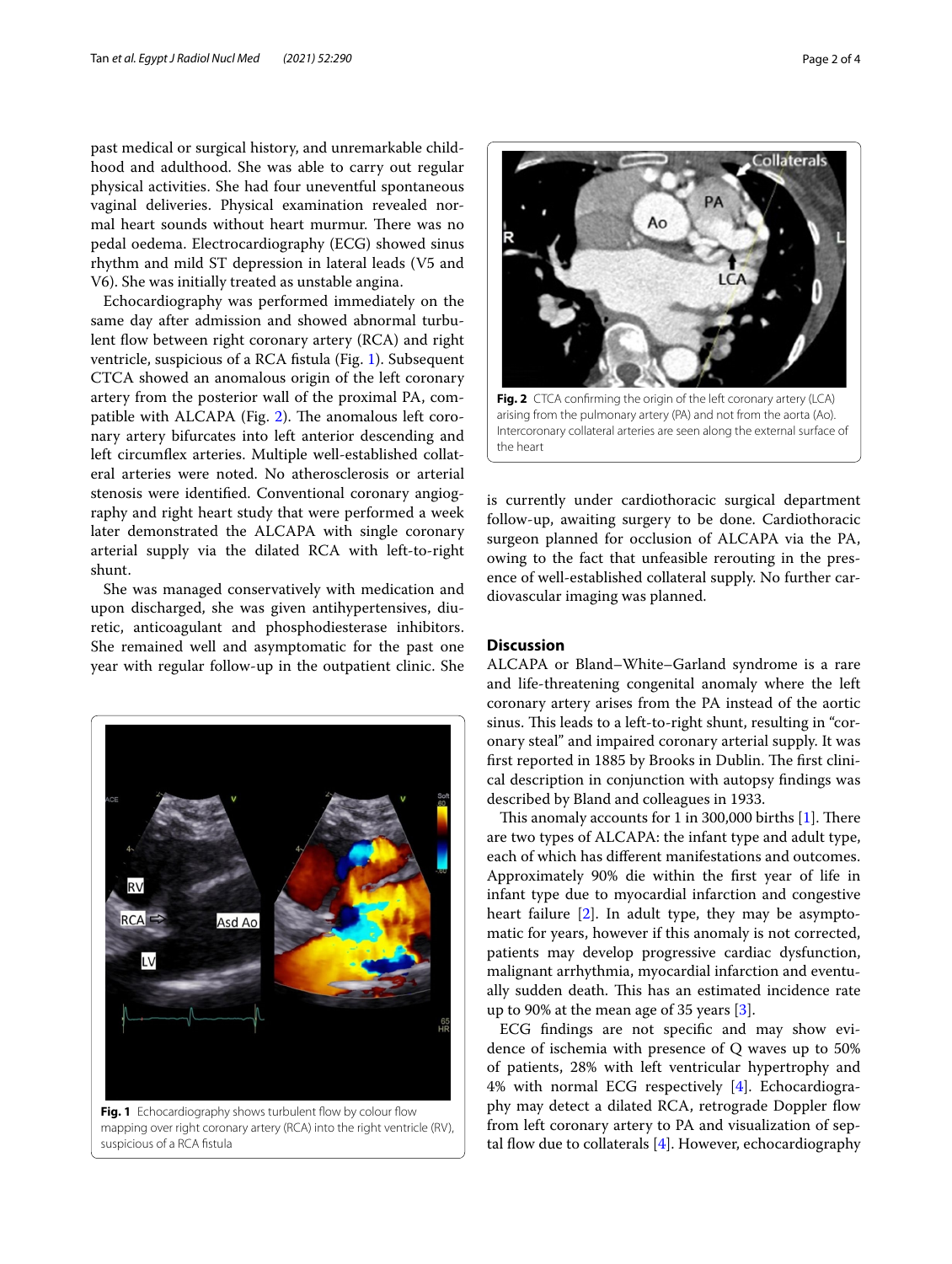past medical or surgical history, and unremarkable childhood and adulthood. She was able to carry out regular physical activities. She had four uneventful spontaneous vaginal deliveries. Physical examination revealed normal heart sounds without heart murmur. There was no pedal oedema. Electrocardiography (ECG) showed sinus rhythm and mild ST depression in lateral leads (V5 and V6). She was initially treated as unstable angina.

Echocardiography was performed immediately on the same day after admission and showed abnormal turbulent flow between right coronary artery (RCA) and right ventricle, suspicious of a RCA fistula (Fig. 1). Subsequent CTCA showed an anomalous origin of the left coronary artery from the posterior wall of the proximal PA, compatible with ALCAPA (Fig. 2). The anomalous left coronary artery bifurcates into left anterior descending and left circumflex arteries. Multiple well-established collateral arteries were noted. No atherosclerosis or arterial stenosis were identified. Conventional coronary angiography and right heart study that were performed a week later demonstrated the ALCAPA with single coronary arterial supply via the dilated RCA with left-to-right shunt.

She was managed conservatively with medication and upon discharged, she was given antihypertensives, diuretic, anticoagulant and phosphodiesterase inhibitors. She remained well and asymptomatic for the past one year with regular follow-up in the outpatient clinic. She is currently under cardiothoracic surgical department follow-up, awaiting surgery to be done. Cardiothoracic surgeon planned for occlusion of ALCAPA via the PA, owing to the fact that unfeasible rerouting in the presence of well-established collateral supply. No further cardiovascular imaging was planned.

**Fig. 1** Echocardiography shows turbulent flow by colour flow mapping over right coronary artery (RCA) into the right ventricle (RV), suspicious of a RCA fistula

**Fig. 2** CTCA confirming the origin of the left coronary artery (LCA) arising from the pulmonary artery (PA) and not from the aorta (Ao). Intercoronary collateral arteries are seen along the external surface of the heart

## Discussion

ALCAPA or Bland–White–Garland syndrome is a rare and life-threatening congenital anomaly where the left coronary artery arises from the PA instead of the aortic sinus. This leads to a left-to-right shunt, resulting in "coronary steal" and impaired coronary arterial supply. It was first reported in 1885 by Brooks in Dublin. The first clinical description in conjunction with autopsy findings was described by Bland and colleagues in 1933.

This anomaly accounts for 1 in 300,000 births [1]. There are two types of ALCAPA: the infant type and adult type, each of which has different manifestations and outcomes. Approximately 90% die within the first year of life in infant type due to myocardial infarction and congestive heart failure [2]. In adult type, they may be asymptomatic for years, however if this anomaly is not corrected, patients may develop progressive cardiac dysfunction, malignant arrhythmia, myocardial infarction and eventually sudden death. This has an estimated incidence rate up to 90% at the mean age of 35 years [3].

ECG findings are not specific and may show evidence of ischemia with presence of Q waves up to 50% of patients, 28% with left ventricular hypertrophy and 4% with normal ECG respectively [4]. Echocardiography may detect a dilated RCA, retrograde Doppler flow from left coronary artery to PA and visualization of septal flow due to collaterals [4]. However, echocardiography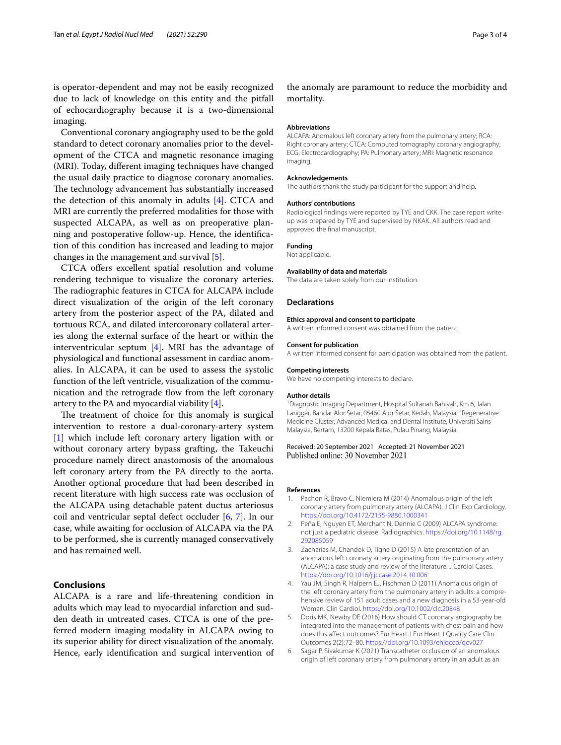is operator-dependent and may not be easily recognized due to lack of knowledge on this entity and the pitfall of echocardiography because it is a two-dimensional imaging.

Conventional coronary angiography used to be the gold standard to detect coronary anomalies prior to the development of the CTCA and magnetic resonance imaging (MRI). Today, different imaging techniques have changed the usual daily practice to diagnose coronary anomalies. The technology advancement has substantially increased the detection of this anomaly in adults [4]. CTCA and MRI are currently the preferred modalities for those with suspected ALCAPA, as well as on preoperative planning and postoperative follow-up. Hence, the identification of this condition has increased and leading to major changes in the management and survival [5].

CTCA offers excellent spatial resolution and volume rendering technique to visualize the coronary arteries. The radiographic features in CTCA for ALCAPA include direct visualization of the origin of the left coronary artery from the posterior aspect of the PA, dilated and tortuous RCA, and dilated intercoronary collateral arteries along the external surface of the heart or within the interventricular septum [4]. MRI has the advantage of physiological and functional assessment in cardiac anomalies. In ALCAPA, it can be used to assess the systolic function of the left ventricle, visualization of the communication and the retrograde flow from the left coronary artery to the PA and myocardial viability [4].

The treatment of choice for this anomaly is surgical intervention to restore a dual-coronary-artery system [1] which include left coronary artery ligation with or without coronary artery bypass grafting, the Takeuchi procedure namely direct anastomosis of the anomalous left coronary artery from the PA directly to the aorta. Another optional procedure that had been described in recent literature with high success rate was occlusion of the ALCAPA using detachable patent ductus arteriosus coil and ventricular septal defect occluder [6, 7]. In our case, while awaiting for occlusion of ALCAPA via the PA to be performed, she is currently managed conservatively and has remained well.

## Conclusions

ALCAPA is a rare and life-threatening condition in adults which may lead to myocardial infarction and sudden death in untreated cases. CTCA is one of the preferred modern imaging modality in ALCAPA owing to its superior ability for direct visualization of the anomaly. Hence, early identification and surgical intervention of the anomaly are paramount to reduce the morbidity and mortality.

### Abbreviations

ALCAPA: Anomalous left coronary artery from the pulmonary artery; RCA: Right coronary artery; CTCA: Computed tomography coronary angiography; ECG: Electrocardiography; PA: Pulmonary artery; MRI: Magnetic resonance imaging.

### Acknowledgements

The authors thank the study participant for the support and help.

### Authors' contributions

Radiological findings were reported by TYE and CKK. The case report write-up was prepared by TYE and supervised by NKAK. All authors read and approved the final manuscript.

### Funding

Not applicable.

### Availability of data and materials

The data are taken solely from our institution.

## Declarations

### Ethics approval and consent to participate

A written informed consent was obtained from the patient.

### Consent for publication

A written informed consent for participation was obtained from the patient.

### Competing interests

We have no competing interests to declare.

### Author details

[1] Diagnostic Imaging Department, Hospital Sultanah Bahiyah, Km 6, Jalan Langgar, Bandar Alor Setar, 05460 Alor Setar, Kedah, Malaysia. [2] Regenerative Medicine Cluster, Advanced Medical and Dental Institute, Universiti Sains Malaysia, Bertam, 13200 Kepala Batas, Pulau Pinang, Malaysia.

Received: 20 September 2021 Accepted: 21 November 2021
Published online: 30 November 2021

### References

1. Pachon R, Bravo C, Niemiera M (2014) Anomalous origin of the left coronary artery from pulmonary artery (ALCAPA). J Clin Exp Cardiology. https://doi.org/10.4172/2155-9880.1000341
2. Peña E, Nguyen ET, Merchant N, Dennie C (2009) ALCAPA syndrome: not just a pediatric disease. Radiographics. https://doi.org/10.1148/rg.292085059
3. Zacharias M, Chandok D, Tighe D (2015) A late presentation of an anomalous left coronary artery originating from the pulmonary artery (ALCAPA): a case study and review of the literature. J Cardiol Cases. https://doi.org/10.1016/j.jccase.2014.10.006
4. Yau JM, Singh R, Halpern EJ, Fischman D (2011) Anomalous origin of the left coronary artery from the pulmonary artery in adults: a comprehensive review of 151 adult cases and a new diagnosis in a 53-year-old Woman. Clin Cardiol. https://doi.org/10.1002/clc.20848
5. Doris MK, Newby DE (2016) How should CT coronary angiography be integrated into the management of patients with chest pain and how does this affect outcomes? Eur Heart J Eur Heart J Quality Care Clin Outcomes 2(2):72–80. https://doi.org/10.1093/ehjqcco/qcv027
6. Sagar P, Sivakumar K (2021) Transcatheter occlusion of an anomalous origin of left coronary artery from pulmonary artery in an adult as an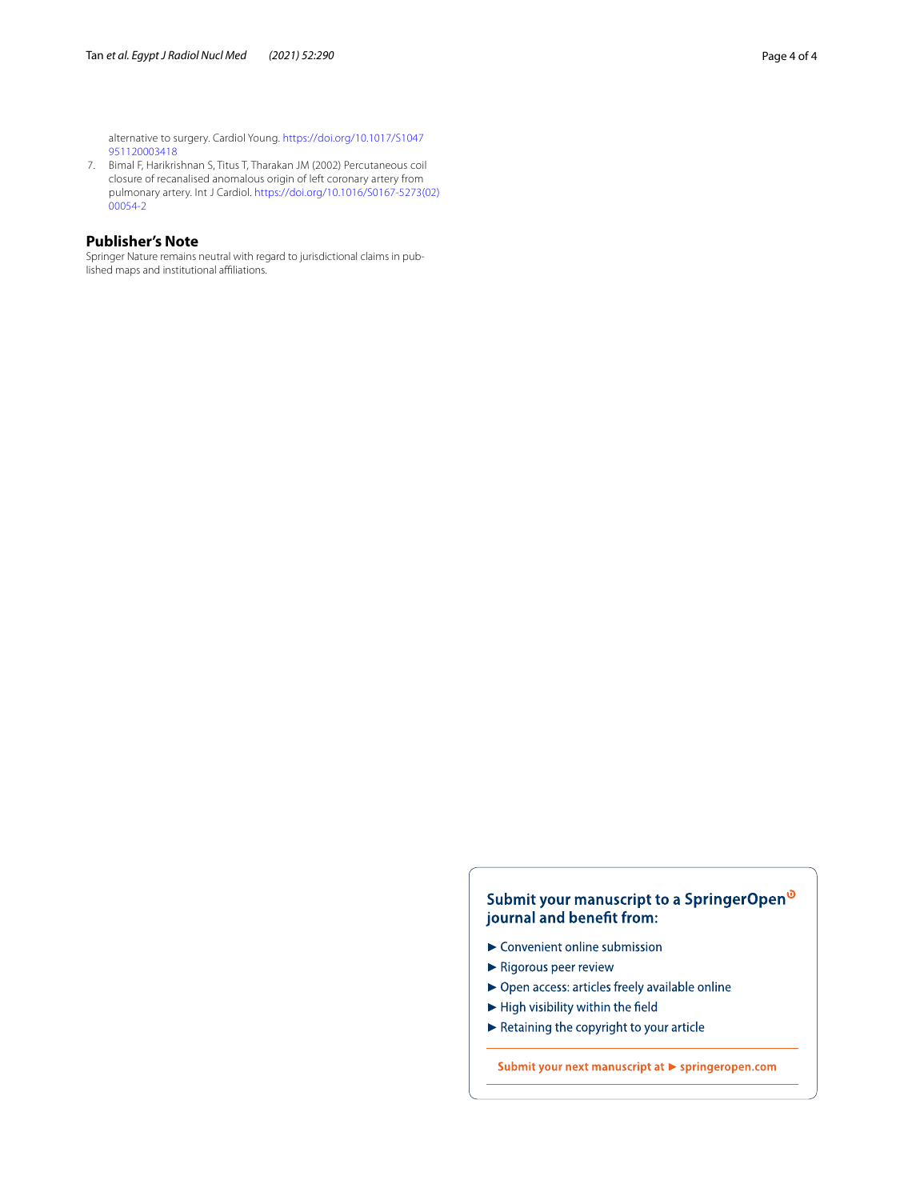alternative to surgery. Cardiol Young. https://doi.org/10.1017/S1047951120003418

7. Bimal F, Harikrishnan S, Titus T, Tharakan JM (2002) Percutaneous coil closure of recanalised anomalous origin of left coronary artery from pulmonary artery. Int J Cardiol. https://doi.org/10.1016/S0167-5273(02)00054-2

## Publisher's Note

Springer Nature remains neutral with regard to jurisdictional claims in published maps and institutional affiliations.

**Submit your manuscript to a SpringerOpen journal and benefit from:**

► Convenient online submission
► Rigorous peer review
► Open access: articles freely available online
► High visibility within the field
► Retaining the copyright to your article

**Submit your next manuscript at ► springeropen.com**